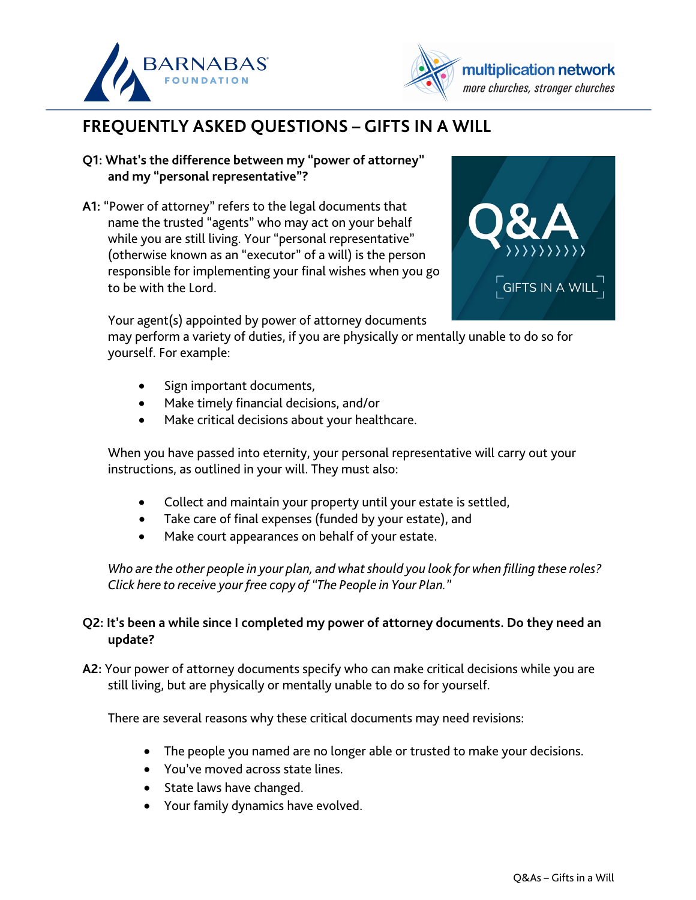# FREQUENTLY ASKED QUESTIONS – GIFTS IN A WILL

**Q1: What's the difference between my "power of attorney" and my "personal representative"?**

**A1:** "Power of attorney" refers to the legal documents that name the trusted "agents" who may act on your behalf while you are still living. Your "personal representative" (otherwise known as an "executor" of a will) is the person responsible for implementing your final wishes when you go to be with the Lord.

Your agent(s) appointed by power of attorney documents may perform a variety of duties, if you are physically or mentally unable to do so for yourself. For example:

- Sign important documents,
- Make timely financial decisions, and/or
- Make critical decisions about your healthcare.

When you have passed into eternity, your personal representative will carry out your instructions, as outlined in your will. They must also:

- Collect and maintain your property until your estate is settled,
- Take care of final expenses (funded by your estate), and
- Make court appearances on behalf of your estate.

*Who are the other people in your plan, and what should you look for when filling these roles? Click here to receive your free copy of "The People in Your Plan."*

**Q2: It's been a while since I completed my power of attorney documents. Do they need an update?**

**A2:** Your power of attorney documents specify who can make critical decisions while you are still living, but are physically or mentally unable to do so for yourself.

There are several reasons why these critical documents may need revisions:

- The people you named are no longer able or trusted to make your decisions.
- You've moved across state lines.
- State laws have changed.
- Your family dynamics have evolved.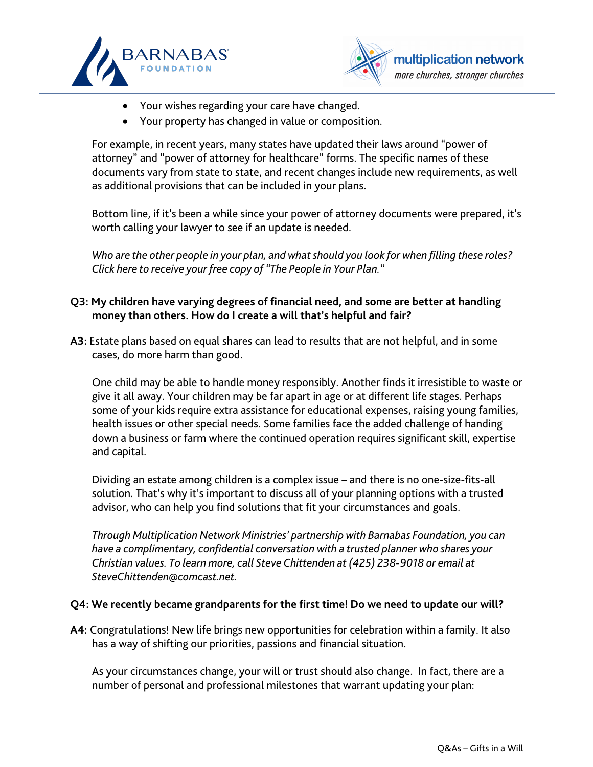- Your wishes regarding your care have changed.
- Your property has changed in value or composition.

For example, in recent years, many states have updated their laws around "power of attorney" and "power of attorney for healthcare" forms. The specific names of these documents vary from state to state, and recent changes include new requirements, as well as additional provisions that can be included in your plans.

Bottom line, if it's been a while since your power of attorney documents were prepared, it's worth calling your lawyer to see if an update is needed.

*Who are the other people in your plan, and what should you look for when filling these roles? Click here to receive your free copy of "The People in Your Plan."*

**Q3: My children have varying degrees of financial need, and some are better at handling money than others. How do I create a will that's helpful and fair?**

**A3:** Estate plans based on equal shares can lead to results that are not helpful, and in some cases, do more harm than good.

One child may be able to handle money responsibly. Another finds it irresistible to waste or give it all away. Your children may be far apart in age or at different life stages. Perhaps some of your kids require extra assistance for educational expenses, raising young families, health issues or other special needs. Some families face the added challenge of handing down a business or farm where the continued operation requires significant skill, expertise and capital.

Dividing an estate among children is a complex issue – and there is no one-size-fits-all solution. That's why it's important to discuss all of your planning options with a trusted advisor, who can help you find solutions that fit your circumstances and goals.

*Through Multiplication Network Ministries' partnership with Barnabas Foundation, you can have a complimentary, confidential conversation with a trusted planner who shares your Christian values. To learn more, call Steve Chittenden at (425) 238-9018 or email at SteveChittenden@comcast.net.*

**Q4: We recently became grandparents for the first time! Do we need to update our will?**

**A4:** Congratulations! New life brings new opportunities for celebration within a family. It also has a way of shifting our priorities, passions and financial situation.

As your circumstances change, your will or trust should also change. In fact, there are a number of personal and professional milestones that warrant updating your plan: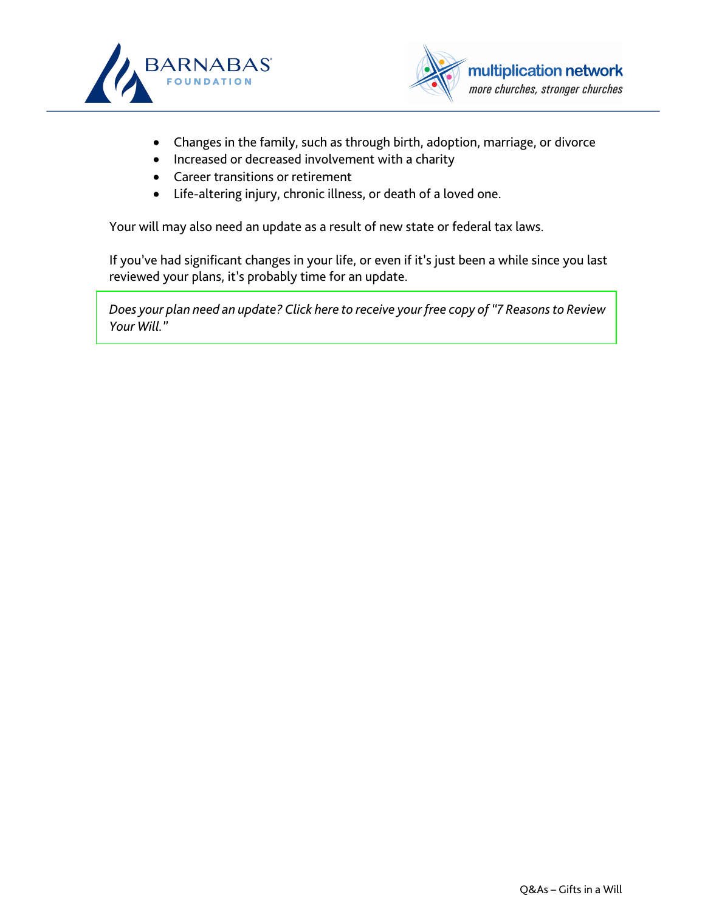- Changes in the family, such as through birth, adoption, marriage, or divorce
- Increased or decreased involvement with a charity
- Career transitions or retirement
- Life-altering injury, chronic illness, or death of a loved one.

Your will may also need an update as a result of new state or federal tax laws.

If you've had significant changes in your life, or even if it's just been a while since you last reviewed your plans, it's probably time for an update.

*Does your plan need an update? Click here to receive your free copy of "7 Reasons to Review Your Will."*